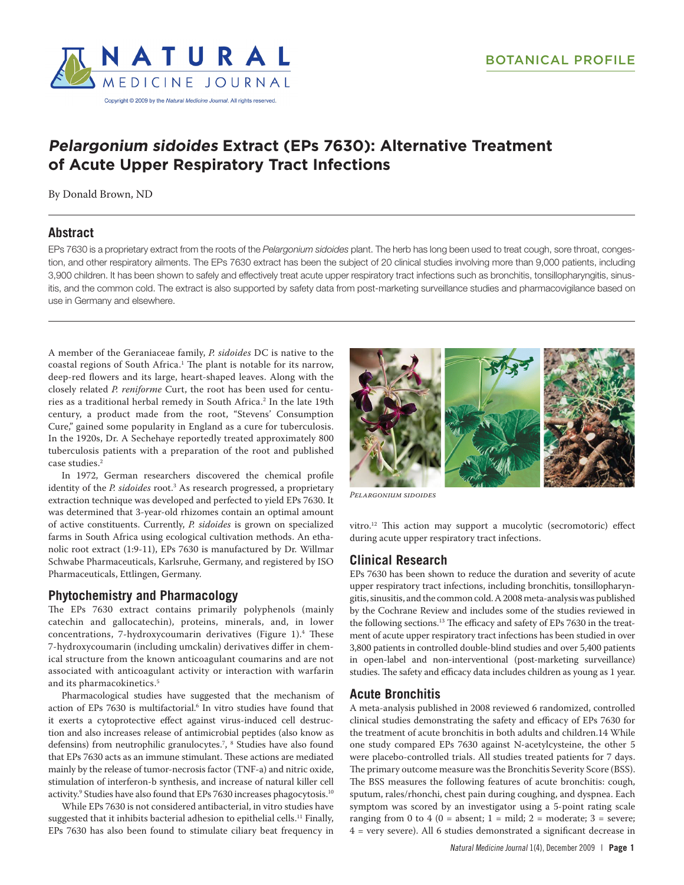BOTANICAL PROFILE

# *Pelargonium sidoides* Extract (EPs 7630): Alternative Treatment of Acute Upper Respiratory Tract Infections

By Donald Brown, ND

## Abstract

EPs 7630 is a proprietary extract from the roots of the *Pelargonium sidoides* plant. The herb has long been used to treat cough, sore throat, congestion, and other respiratory ailments. The EPs 7630 extract has been the subject of 20 clinical studies involving more than 9,000 patients, including 3,900 children. It has been shown to safely and effectively treat acute upper respiratory tract infections such as bronchitis, tonsillopharyngitis, sinusitis, and the common cold. The extract is also supported by safety data from post-marketing surveillance studies and pharmacovigilance based on use in Germany and elsewhere.

A member of the Geraniaceae family, *P. sidoides* DC is native to the coastal regions of South Africa.[1] The plant is notable for its narrow, deep-red flowers and its large, heart-shaped leaves. Along with the closely related *P. reniforme* Curt, the root has been used for centuries as a traditional herbal remedy in South Africa.[2] In the late 19th century, a product made from the root, "Stevens' Consumption Cure," gained some popularity in England as a cure for tuberculosis. In the 1920s, Dr. A Sechehaye reportedly treated approximately 800 tuberculosis patients with a preparation of the root and published case studies.[2]

In 1972, German researchers discovered the chemical profile identity of the *P. sidoides* root.[3] As research progressed, a proprietary extraction technique was developed and perfected to yield EPs 7630. It was determined that 3-year-old rhizomes contain an optimal amount of active constituents. Currently, *P. sidoides* is grown on specialized farms in South Africa using ecological cultivation methods. An ethanolic root extract (1:9-11), EPs 7630 is manufactured by Dr. Willmar Schwabe Pharmaceuticals, Karlsruhe, Germany, and registered by ISO Pharmaceuticals, Ettlingen, Germany.

## Phytochemistry and Pharmacology

The EPs 7630 extract contains primarily polyphenols (mainly catechin and gallocatechin), proteins, minerals, and, in lower concentrations, 7-hydroxycoumarin derivatives (Figure 1).[4] These 7-hydroxycoumarin (including umckalin) derivatives differ in chemical structure from the known anticoagulant coumarins and are not associated with anticoagulant activity or interaction with warfarin and its pharmacokinetics.[5]

Pharmacological studies have suggested that the mechanism of action of EPs 7630 is multifactorial.[6] In vitro studies have found that it exerts a cytoprotective effect against virus-induced cell destruction and also increases release of antimicrobial peptides (also know as defensins) from neutrophilic granulocytes.[7, 8] Studies have also found that EPs 7630 acts as an immune stimulant. These actions are mediated mainly by the release of tumor-necrosis factor (TNF-a) and nitric oxide, stimulation of interferon-b synthesis, and increase of natural killer cell activity.[9] Studies have also found that EPs 7630 increases phagocytosis.[10]

While EPs 7630 is not considered antibacterial, in vitro studies have suggested that it inhibits bacterial adhesion to epithelial cells.[11] Finally, EPs 7630 has also been found to stimulate ciliary beat frequency in vitro.[12] This action may support a mucolytic (secromotoric) effect during acute upper respiratory tract infections.

*Pelargonium sidoides*

## Clinical Research

EPs 7630 has been shown to reduce the duration and severity of acute upper respiratory tract infections, including bronchitis, tonsillopharyngitis, sinusitis, and the common cold. A 2008 meta-analysis was published by the Cochrane Review and includes some of the studies reviewed in the following sections.[13] The efficacy and safety of EPs 7630 in the treatment of acute upper respiratory tract infections has been studied in over 3,800 patients in controlled double-blind studies and over 5,400 patients in open-label and non-interventional (post-marketing surveillance) studies. The safety and efficacy data includes children as young as 1 year.

## Acute Bronchitis

A meta-analysis published in 2008 reviewed 6 randomized, controlled clinical studies demonstrating the safety and efficacy of EPs 7630 for the treatment of acute bronchitis in both adults and children.14 While one study compared EPs 7630 against N-acetylcysteine, the other 5 were placebo-controlled trials. All studies treated patients for 7 days. The primary outcome measure was the Bronchitis Severity Score (BSS). The BSS measures the following features of acute bronchitis: cough, sputum, rales/rhonchi, chest pain during coughing, and dyspnea. Each symptom was scored by an investigator using a 5-point rating scale ranging from 0 to 4 (0 = absent; 1 = mild; 2 = moderate; 3 = severe; 4 = very severe). All 6 studies demonstrated a significant decrease in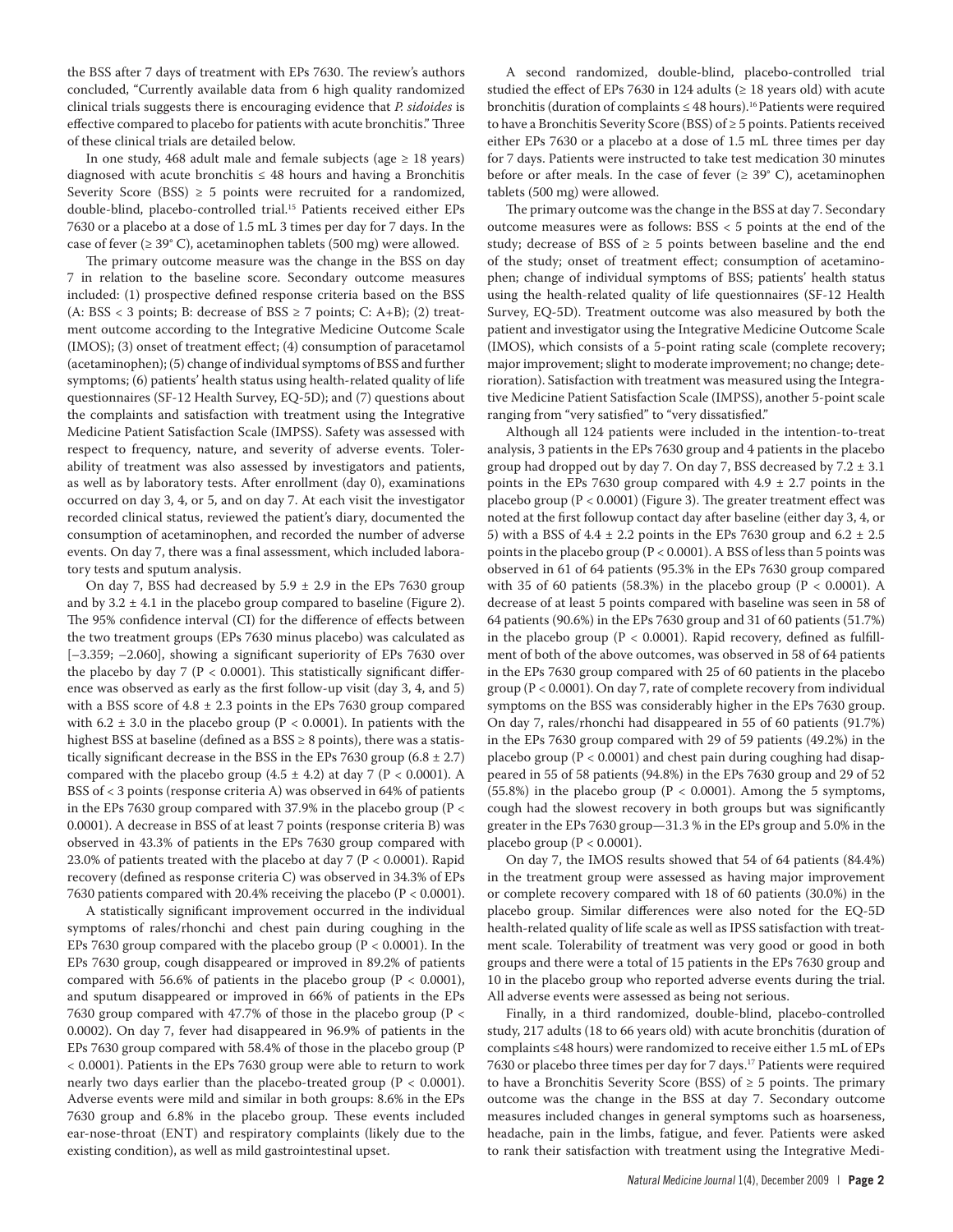the BSS after 7 days of treatment with EPs 7630. The review's authors concluded, "Currently available data from 6 high quality randomized clinical trials suggests there is encouraging evidence that *P. sidoides* is effective compared to placebo for patients with acute bronchitis." Three of these clinical trials are detailed below.

In one study, 468 adult male and female subjects (age ≥ 18 years) diagnosed with acute bronchitis ≤ 48 hours and having a Bronchitis Severity Score (BSS) ≥ 5 points were recruited for a randomized, double-blind, placebo-controlled trial.[15] Patients received either EPs 7630 or a placebo at a dose of 1.5 mL 3 times per day for 7 days. In the case of fever (≥ 39° C), acetaminophen tablets (500 mg) were allowed.

The primary outcome measure was the change in the BSS on day 7 in relation to the baseline score. Secondary outcome measures included: (1) prospective defined response criteria based on the BSS (A: BSS < 3 points; B: decrease of BSS ≥ 7 points; C: A+B); (2) treatment outcome according to the Integrative Medicine Outcome Scale (IMOS); (3) onset of treatment effect; (4) consumption of paracetamol (acetaminophen); (5) change of individual symptoms of BSS and further symptoms; (6) patients' health status using health-related quality of life questionnaires (SF-12 Health Survey, EQ-5D); and (7) questions about the complaints and satisfaction with treatment using the Integrative Medicine Patient Satisfaction Scale (IMPSS). Safety was assessed with respect to frequency, nature, and severity of adverse events. Tolerability of treatment was also assessed by investigators and patients, as well as by laboratory tests. After enrollment (day 0), examinations occurred on day 3, 4, or 5, and on day 7. At each visit the investigator recorded clinical status, reviewed the patient's diary, documented the consumption of acetaminophen, and recorded the number of adverse events. On day 7, there was a final assessment, which included laboratory tests and sputum analysis.

On day 7, BSS had decreased by 5.9 ± 2.9 in the EPs 7630 group and by 3.2 ± 4.1 in the placebo group compared to baseline (Figure 2). The 95% confidence interval (CI) for the difference of effects between the two treatment groups (EPs 7630 minus placebo) was calculated as [−3.359; −2.060], showing a significant superiority of EPs 7630 over the placebo by day 7 ($P < 0.0001$). This statistically significant difference was observed as early as the first follow-up visit (day 3, 4, and 5) with a BSS score of 4.8 ± 2.3 points in the EPs 7630 group compared with 6.2 ± 3.0 in the placebo group ($P < 0.0001$). In patients with the highest BSS at baseline (defined as a BSS ≥ 8 points), there was a statistically significant decrease in the BSS in the EPs 7630 group (6.8 ± 2.7) compared with the placebo group (4.5 ± 4.2) at day 7 ($P < 0.0001$). A BSS of < 3 points (response criteria A) was observed in 64% of patients in the EPs 7630 group compared with 37.9% in the placebo group ($P < 0.0001$). A decrease in BSS of at least 7 points (response criteria B) was observed in 43.3% of patients in the EPs 7630 group compared with 23.0% of patients treated with the placebo at day 7 ($P < 0.0001$). Rapid recovery (defined as response criteria C) was observed in 34.3% of EPs 7630 patients compared with 20.4% receiving the placebo ($P < 0.0001$).

A statistically significant improvement occurred in the individual symptoms of rales/rhonchi and chest pain during coughing in the EPs 7630 group compared with the placebo group ($P < 0.0001$). In the EPs 7630 group, cough disappeared or improved in 89.2% of patients compared with 56.6% of patients in the placebo group ($P < 0.0001$), and sputum disappeared or improved in 66% of patients in the EPs 7630 group compared with 47.7% of those in the placebo group ($P < 0.0002$). On day 7, fever had disappeared in 96.9% of patients in the EPs 7630 group compared with 58.4% of those in the placebo group ($P < 0.0001$). Patients in the EPs 7630 group were able to return to work nearly two days earlier than the placebo-treated group ($P < 0.0001$). Adverse events were mild and similar in both groups: 8.6% in the EPs 7630 group and 6.8% in the placebo group. These events included ear-nose-throat (ENT) and respiratory complaints (likely due to the existing condition), as well as mild gastrointestinal upset.

A second randomized, double-blind, placebo-controlled trial studied the effect of EPs 7630 in 124 adults (≥ 18 years old) with acute bronchitis (duration of complaints ≤ 48 hours).[16] Patients were required to have a Bronchitis Severity Score (BSS) of ≥ 5 points. Patients received either EPs 7630 or a placebo at a dose of 1.5 mL three times per day for 7 days. Patients were instructed to take test medication 30 minutes before or after meals. In the case of fever (≥ 39° C), acetaminophen tablets (500 mg) were allowed.

The primary outcome was the change in the BSS at day 7. Secondary outcome measures were as follows: BSS < 5 points at the end of the study; decrease of BSS of ≥ 5 points between baseline and the end of the study; onset of treatment effect; consumption of acetaminophen; change of individual symptoms of BSS; patients' health status using the health-related quality of life questionnaires (SF-12 Health Survey, EQ-5D). Treatment outcome was also measured by both the patient and investigator using the Integrative Medicine Outcome Scale (IMOS), which consists of a 5-point rating scale (complete recovery; major improvement; slight to moderate improvement; no change; deterioration). Satisfaction with treatment was measured using the Integrative Medicine Patient Satisfaction Scale (IMPSS), another 5-point scale ranging from "very satisfied" to "very dissatisfied."

Although all 124 patients were included in the intention-to-treat analysis, 3 patients in the EPs 7630 group and 4 patients in the placebo group had dropped out by day 7. On day 7, BSS decreased by 7.2 ± 3.1 points in the EPs 7630 group compared with 4.9 ± 2.7 points in the placebo group ($P < 0.0001$) (Figure 3). The greater treatment effect was noted at the first followup contact day after baseline (either day 3, 4, or 5) with a BSS of 4.4 ± 2.2 points in the EPs 7630 group and 6.2 ± 2.5 points in the placebo group ($P < 0.0001$). A BSS of less than 5 points was observed in 61 of 64 patients (95.3% in the EPs 7630 group compared with 35 of 60 patients (58.3%) in the placebo group ($P < 0.0001$). A decrease of at least 5 points compared with baseline was seen in 58 of 64 patients (90.6%) in the EPs 7630 group and 31 of 60 patients (51.7%) in the placebo group ($P < 0.0001$). Rapid recovery, defined as fulfillment of both of the above outcomes, was observed in 58 of 64 patients in the EPs 7630 group compared with 25 of 60 patients in the placebo group ($P < 0.0001$). On day 7, rate of complete recovery from individual symptoms on the BSS was considerably higher in the EPs 7630 group. On day 7, rales/rhonchi had disappeared in 55 of 60 patients (91.7%) in the EPs 7630 group compared with 29 of 59 patients (49.2%) in the placebo group ($P < 0.0001$) and chest pain during coughing had disappeared in 55 of 58 patients (94.8%) in the EPs 7630 group and 29 of 52 (55.8%) in the placebo group ($P < 0.0001$). Among the 5 symptoms, cough had the slowest recovery in both groups but was significantly greater in the EPs 7630 group—31.3 % in the EPs group and 5.0% in the placebo group ($P < 0.0001$).

On day 7, the IMOS results showed that 54 of 64 patients (84.4%) in the treatment group were assessed as having major improvement or complete recovery compared with 18 of 60 patients (30.0%) in the placebo group. Similar differences were also noted for the EQ-5D health-related quality of life scale as well as IPSS satisfaction with treatment scale. Tolerability of treatment was very good or good in both groups and there were a total of 15 patients in the EPs 7630 group and 10 in the placebo group who reported adverse events during the trial. All adverse events were assessed as being not serious.

Finally, in a third randomized, double-blind, placebo-controlled study, 217 adults (18 to 66 years old) with acute bronchitis (duration of complaints ≤48 hours) were randomized to receive either 1.5 mL of EPs 7630 or placebo three times per day for 7 days.[17] Patients were required to have a Bronchitis Severity Score (BSS) of ≥ 5 points. The primary outcome was the change in the BSS at day 7. Secondary outcome measures included changes in general symptoms such as hoarseness, headache, pain in the limbs, fatigue, and fever. Patients were asked to rank their satisfaction with treatment using the Integrative Medi-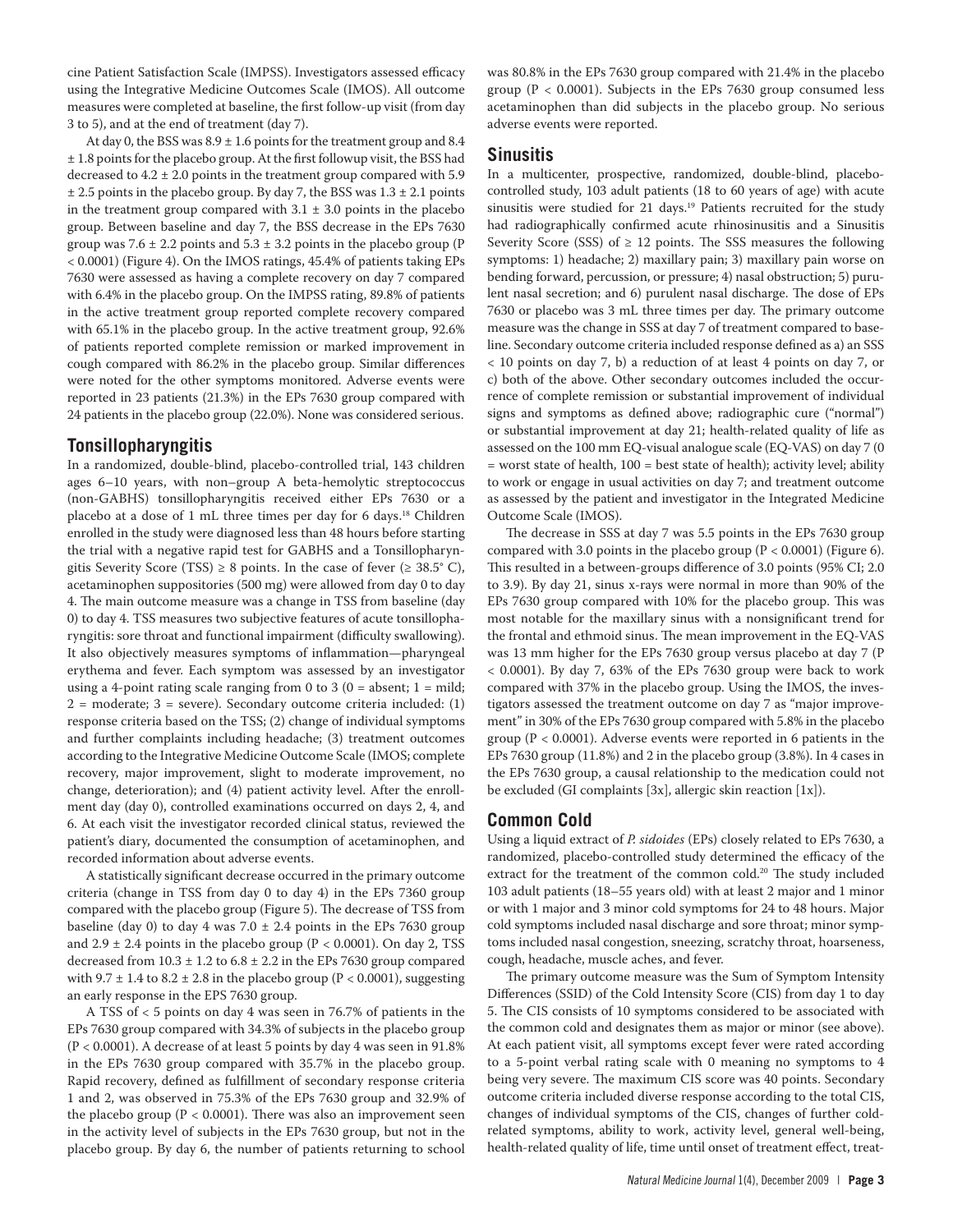cine Patient Satisfaction Scale (IMPSS). Investigators assessed efficacy using the Integrative Medicine Outcomes Scale (IMOS). All outcome measures were completed at baseline, the first follow-up visit (from day 3 to 5), and at the end of treatment (day 7).

At day 0, the BSS was 8.9 ± 1.6 points for the treatment group and 8.4 ± 1.8 points for the placebo group. At the first followup visit, the BSS had decreased to 4.2 ± 2.0 points in the treatment group compared with 5.9 ± 2.5 points in the placebo group. By day 7, the BSS was 1.3 ± 2.1 points in the treatment group compared with 3.1 ± 3.0 points in the placebo group. Between baseline and day 7, the BSS decrease in the EPs 7630 group was 7.6 ± 2.2 points and 5.3 ± 3.2 points in the placebo group ($P < 0.0001$) (Figure 4). On the IMOS ratings, 45.4% of patients taking EPs 7630 were assessed as having a complete recovery on day 7 compared with 6.4% in the placebo group. On the IMPSS rating, 89.8% of patients in the active treatment group reported complete recovery compared with 65.1% in the placebo group. In the active treatment group, 92.6% of patients reported complete remission or marked improvement in cough compared with 86.2% in the placebo group. Similar differences were noted for the other symptoms monitored. Adverse events were reported in 23 patients (21.3%) in the EPs 7630 group compared with 24 patients in the placebo group (22.0%). None was considered serious.

## Tonsillopharyngitis

In a randomized, double-blind, placebo-controlled trial, 143 children ages 6–10 years, with non–group A beta-hemolytic streptococcus (non-GABHS) tonsillopharyngitis received either EPs 7630 or a placebo at a dose of 1 mL three times per day for 6 days.[18] Children enrolled in the study were diagnosed less than 48 hours before starting the trial with a negative rapid test for GABHS and a Tonsillopharyngitis Severity Score (TSS) ≥ 8 points. In the case of fever (≥ 38.5° C), acetaminophen suppositories (500 mg) were allowed from day 0 to day 4. The main outcome measure was a change in TSS from baseline (day 0) to day 4. TSS measures two subjective features of acute tonsillopharyngitis: sore throat and functional impairment (difficulty swallowing). It also objectively measures symptoms of inflammation—pharyngeal erythema and fever. Each symptom was assessed by an investigator using a 4-point rating scale ranging from 0 to 3 (0 = absent; 1 = mild; 2 = moderate; 3 = severe). Secondary outcome criteria included: (1) response criteria based on the TSS; (2) change of individual symptoms and further complaints including headache; (3) treatment outcomes according to the Integrative Medicine Outcome Scale (IMOS; complete recovery, major improvement, slight to moderate improvement, no change, deterioration); and (4) patient activity level. After the enrollment day (day 0), controlled examinations occurred on days 2, 4, and 6. At each visit the investigator recorded clinical status, reviewed the patient's diary, documented the consumption of acetaminophen, and recorded information about adverse events.

A statistically significant decrease occurred in the primary outcome criteria (change in TSS from day 0 to day 4) in the EPs 7360 group compared with the placebo group (Figure 5). The decrease of TSS from baseline (day 0) to day 4 was 7.0 ± 2.4 points in the EPs 7630 group and 2.9 ± 2.4 points in the placebo group ($P < 0.0001$). On day 2, TSS decreased from 10.3 ± 1.2 to 6.8 ± 2.2 in the EPs 7630 group compared with 9.7 ± 1.4 to 8.2 ± 2.8 in the placebo group ($P < 0.0001$), suggesting an early response in the EPS 7630 group.

A TSS of < 5 points on day 4 was seen in 76.7% of patients in the EPs 7630 group compared with 34.3% of subjects in the placebo group ($P < 0.0001$). A decrease of at least 5 points by day 4 was seen in 91.8% in the EPs 7630 group compared with 35.7% in the placebo group. Rapid recovery, defined as fulfillment of secondary response criteria 1 and 2, was observed in 75.3% of the EPs 7630 group and 32.9% of the placebo group ($P < 0.0001$). There was also an improvement seen in the activity level of subjects in the EPs 7630 group, but not in the placebo group. By day 6, the number of patients returning to school was 80.8% in the EPs 7630 group compared with 21.4% in the placebo group ($P < 0.0001$). Subjects in the EPs 7630 group consumed less acetaminophen than did subjects in the placebo group. No serious adverse events were reported.

## Sinusitis

In a multicenter, prospective, randomized, double-blind, placebo-controlled study, 103 adult patients (18 to 60 years of age) with acute sinusitis were studied for 21 days.[19] Patients recruited for the study had radiographically confirmed acute rhinosinusitis and a Sinusitis Severity Score (SSS) of ≥ 12 points. The SSS measures the following symptoms: 1) headache; 2) maxillary pain; 3) maxillary pain worse on bending forward, percussion, or pressure; 4) nasal obstruction; 5) purulent nasal secretion; and 6) purulent nasal discharge. The dose of EPs 7630 or placebo was 3 mL three times per day. The primary outcome measure was the change in SSS at day 7 of treatment compared to baseline. Secondary outcome criteria included response defined as a) an SSS < 10 points on day 7, b) a reduction of at least 4 points on day 7, or c) both of the above. Other secondary outcomes included the occurrence of complete remission or substantial improvement of individual signs and symptoms as defined above; radiographic cure ("normal") or substantial improvement at day 21; health-related quality of life as assessed on the 100 mm EQ-visual analogue scale (EQ-VAS) on day 7 (0 = worst state of health, 100 = best state of health); activity level; ability to work or engage in usual activities on day 7; and treatment outcome as assessed by the patient and investigator in the Integrated Medicine Outcome Scale (IMOS).

The decrease in SSS at day 7 was 5.5 points in the EPs 7630 group compared with 3.0 points in the placebo group ($P < 0.0001$) (Figure 6). This resulted in a between-groups difference of 3.0 points (95% CI; 2.0 to 3.9). By day 21, sinus x-rays were normal in more than 90% of the EPs 7630 group compared with 10% for the placebo group. This was most notable for the maxillary sinus with a nonsignificant trend for the frontal and ethmoid sinus. The mean improvement in the EQ-VAS was 13 mm higher for the EPs 7630 group versus placebo at day 7 ($P < 0.0001$). By day 7, 63% of the EPs 7630 group were back to work compared with 37% in the placebo group. Using the IMOS, the investigators assessed the treatment outcome on day 7 as "major improvement" in 30% of the EPs 7630 group compared with 5.8% in the placebo group ($P < 0.0001$). Adverse events were reported in 6 patients in the EPs 7630 group (11.8%) and 2 in the placebo group (3.8%). In 4 cases in the EPs 7630 group, a causal relationship to the medication could not be excluded (GI complaints [3x], allergic skin reaction [1x]).

## Common Cold

Using a liquid extract of *P. sidoides* (EPs) closely related to EPs 7630, a randomized, placebo-controlled study determined the efficacy of the extract for the treatment of the common cold.[20] The study included 103 adult patients (18–55 years old) with at least 2 major and 1 minor or with 1 major and 3 minor cold symptoms for 24 to 48 hours. Major cold symptoms included nasal discharge and sore throat; minor symptoms included nasal congestion, sneezing, scratchy throat, hoarseness, cough, headache, muscle aches, and fever.

The primary outcome measure was the Sum of Symptom Intensity Differences (SSID) of the Cold Intensity Score (CIS) from day 1 to day 5. The CIS consists of 10 symptoms considered to be associated with the common cold and designates them as major or minor (see above). At each patient visit, all symptoms except fever were rated according to a 5-point verbal rating scale with 0 meaning no symptoms to 4 being very severe. The maximum CIS score was 40 points. Secondary outcome criteria included diverse response according to the total CIS, changes of individual symptoms of the CIS, changes of further cold-related symptoms, ability to work, activity level, general well-being, health-related quality of life, time until onset of treatment effect, treat-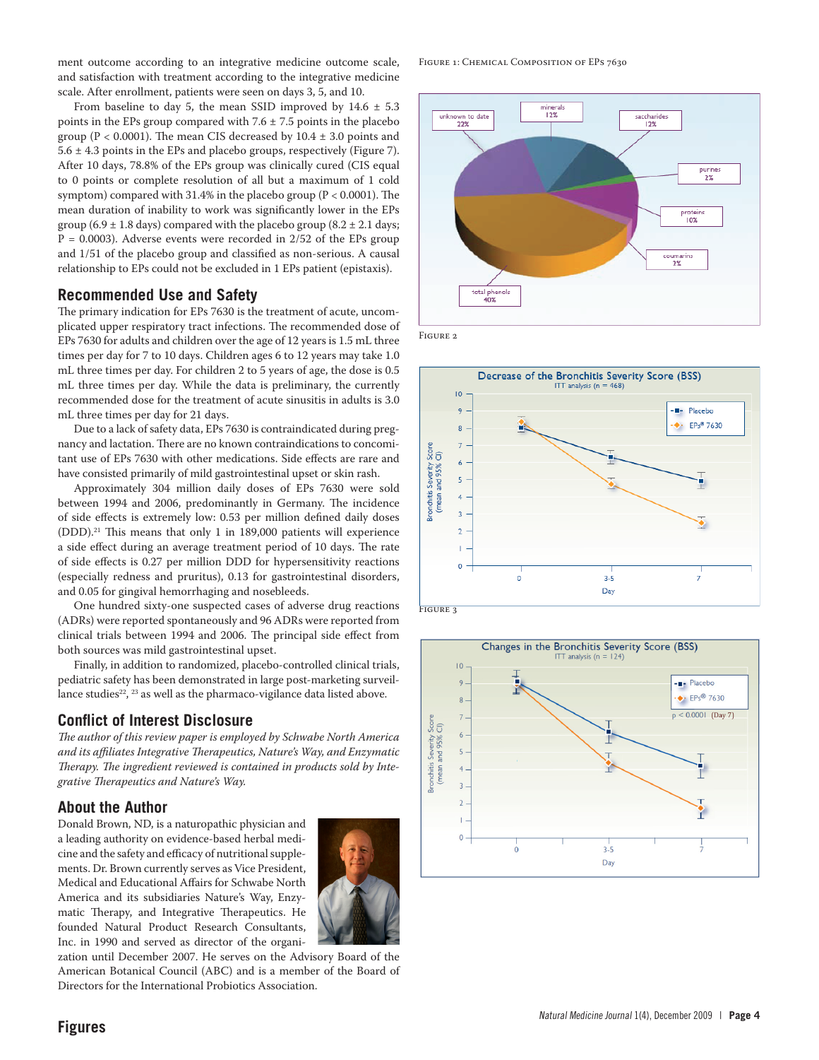ment outcome according to an integrative medicine outcome scale, and satisfaction with treatment according to the integrative medicine scale. After enrollment, patients were seen on days 3, 5, and 10.

From baseline to day 5, the mean SSID improved by 14.6 ± 5.3 points in the EPs group compared with 7.6 ± 7.5 points in the placebo group ($P < 0.0001$). The mean CIS decreased by 10.4 ± 3.0 points and 5.6 ± 4.3 points in the EPs and placebo groups, respectively (Figure 7). After 10 days, 78.8% of the EPs group was clinically cured (CIS equal to 0 points or complete resolution of all but a maximum of 1 cold symptom) compared with 31.4% in the placebo group ($P < 0.0001$). The mean duration of inability to work was significantly lower in the EPs group (6.9 ± 1.8 days) compared with the placebo group (8.2 ± 2.1 days; $P = 0.0003$). Adverse events were recorded in 2/52 of the EPs group and 1/51 of the placebo group and classified as non-serious. A causal relationship to EPs could not be excluded in 1 EPs patient (epistaxis).

## Recommended Use and Safety

The primary indication for EPs 7630 is the treatment of acute, uncomplicated upper respiratory tract infections. The recommended dose of EPs 7630 for adults and children over the age of 12 years is 1.5 mL three times per day for 7 to 10 days. Children ages 6 to 12 years may take 1.0 mL three times per day. For children 2 to 5 years of age, the dose is 0.5 mL three times per day. While the data is preliminary, the currently recommended dose for the treatment of acute sinusitis in adults is 3.0 mL three times per day for 21 days.

Due to a lack of safety data, EPs 7630 is contraindicated during pregnancy and lactation. There are no known contraindications to concomitant use of EPs 7630 with other medications. Side effects are rare and have consisted primarily of mild gastrointestinal upset or skin rash.

Approximately 304 million daily doses of EPs 7630 were sold between 1994 and 2006, predominantly in Germany. The incidence of side effects is extremely low: 0.53 per million defined daily doses (DDD).[21] This means that only 1 in 189,000 patients will experience a side effect during an average treatment period of 10 days. The rate of side effects is 0.27 per million DDD for hypersensitivity reactions (especially redness and pruritus), 0.13 for gastrointestinal disorders, and 0.05 for gingival hemorrhaging and nosebleeds.

One hundred sixty-one suspected cases of adverse drug reactions (ADRs) were reported spontaneously and 96 ADRs were reported from clinical trials between 1994 and 2006. The principal side effect from both sources was mild gastrointestinal upset.

Finally, in addition to randomized, placebo-controlled clinical trials, pediatric safety has been demonstrated in large post-marketing surveillance studies[22, 23] as well as the pharmaco-vigilance data listed above.

## Conflict of Interest Disclosure

*The author of this review paper is employed by Schwabe North America and its affiliates Integrative Therapeutics, Nature's Way, and Enzymatic Therapy. The ingredient reviewed is contained in products sold by Integrative Therapeutics and Nature's Way.*

## About the Author

Donald Brown, ND, is a naturopathic physician and a leading authority on evidence-based herbal medicine and the safety and efficacy of nutritional supplements. Dr. Brown currently serves as Vice President, Medical and Educational Affairs for Schwabe North America and its subsidiaries Nature's Way, Enzymatic Therapy, and Integrative Therapeutics. He founded Natural Product Research Consultants, Inc. in 1990 and served as director of the organization until December 2007. He serves on the Advisory Board of the American Botanical Council (ABC) and is a member of the Board of Directors for the International Probiotics Association.

## Figures

Figure 1: Chemical Composition of EPs 7630

Figure 2

Figure 3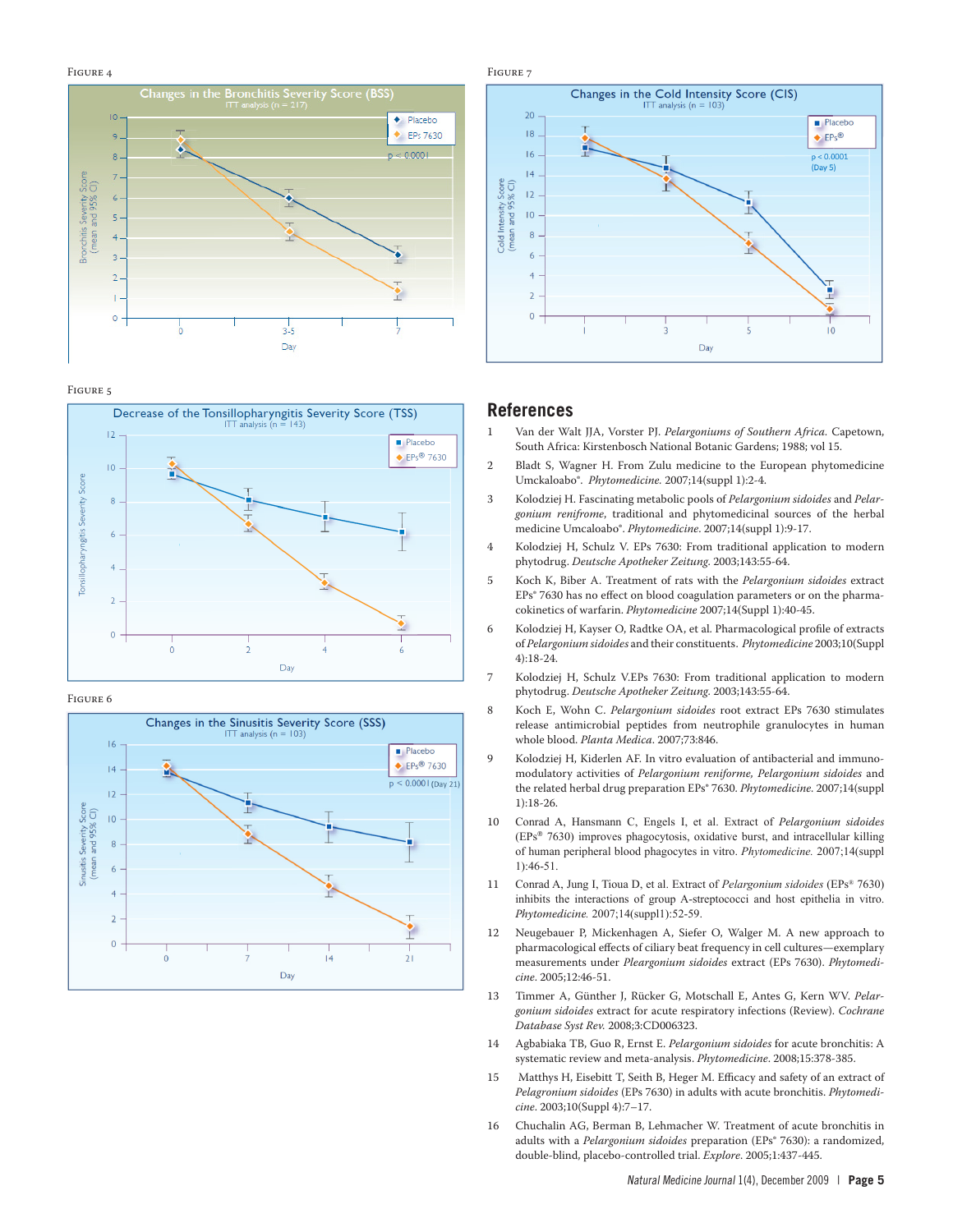FIGURE 4

Changes in the Bronchitis Severity Score (BSS)
ITT analysis (n = 217)

FIGURE 7

Changes in the Cold Intensity Score (CIS)
ITT analysis (n = 103)

FIGURE 5

Decrease of the Tonsillopharyngitis Severity Score (TSS)
ITT analysis (n = 143)

FIGURE 6

Changes in the Sinusitis Severity Score (SSS)
ITT analysis (n = 103)

## References

1. Van der Walt JJA, Vorster PJ. *Pelargoniums of Southern Africa.* Capetown, South Africa: Kirstenbosch National Botanic Gardens; 1988; vol 15.
2. Bladt S, Wagner H. From Zulu medicine to the European phytomedicine Umckaloabo®. *Phytomedicine.* 2007;14(suppl 1):2-4.
3. Kolodziej H. Fascinating metabolic pools of *Pelargonium sidoides* and *Pelargonium reniframe*, traditional and phytomedicinal sources of the herbal medicine Umcaloabo®. *Phytomedicine.* 2007;14(suppl 1):9-17.
4. Kolodziej H, Schulz V. EPs 7630: From traditional application to modern phytodrug. *Deutsche Apotheker Zeitung.* 2003;143:55-64.
5. Koch K, Biber A. Treatment of rats with the *Pelargonium sidoides* extract EPs® 7630 has no effect on blood coagulation parameters or on the pharmacokinetics of warfarin. *Phytomedicine* 2007;14(Suppl 1):40-45.
6. Kolodziej H, Kayser O, Radtke OA, et al. Pharmacological profile of extracts of *Pelargonium sidoides* and their constituents. *Phytomedicine* 2003;10(Suppl 4):18-24.
7. Kolodziej H, Schulz V.EPs 7630: From traditional application to modern phytodrug. *Deutsche Apotheker Zeitung.* 2003;143:55-64.
8. Koch E, Wohn C. *Pelargonium sidoides* root extract EPs 7630 stimulates release antimicrobial peptides from neutrophile granulocytes in human whole blood. *Planta Medica.* 2007;73:846.
9. Kolodziej H, Kiderlen AF. In vitro evaluation of antibacterial and immunomodulatory activities of *Pelargonium reniforme, Pelargonium sidoides* and the related herbal drug preparation EPs® 7630. *Phytomedicine.* 2007;14(suppl 1):18-26.
10. Conrad A, Hansmann C, Engels I, et al. Extract of *Pelargonium sidoides* (EPs® 7630) improves phagocytosis, oxidative burst, and intracellular killing of human peripheral blood phagocytes in vitro. *Phytomedicine.* 2007;14(suppl 1):46-51.
11. Conrad A, Jung I, Tioua D, et al. Extract of *Pelargonium sidoides* (EPs® 7630) inhibits the interactions of group A-streptococci and host epithelia in vitro. *Phytomedicine.* 2007;14(suppl1):52-59.
12. Neugebauer P, Mickenhagen A, Siefer O, Walger M. A new approach to pharmacological effects of ciliary beat frequency in cell cultures—exemplary measurements under *Pleargonium sidoides* extract (EPs 7630). *Phytomedicine.* 2005;12:46-51.
13. Timmer A, Günther J, Rücker G, Motschall E, Antes G, Kern WV. *Pelargonium sidoides* extract for acute respiratory infections (Review). *Cochrane Database Syst Rev.* 2008;3:CD006323.
14. Agbabiaka TB, Guo R, Ernst E. *Pelargonium sidoides* for acute bronchitis: A systematic review and meta-analysis. *Phytomedicine.* 2008;15:378-385.
15. Matthys H, Eisebitt T, Seith B, Heger M. Efficacy and safety of an extract of *Pelagronium sidoides* (EPs 7630) in adults with acute bronchitis. *Phytomedicine.* 2003;10(Suppl 4):7–17.
16. Chuchalin AG, Berman B, Lehmacher W. Treatment of acute bronchitis in adults with a *Pelargonium sidoides* preparation (EPs® 7630): a randomized, double-blind, placebo-controlled trial. *Explore.* 2005;1:437-445.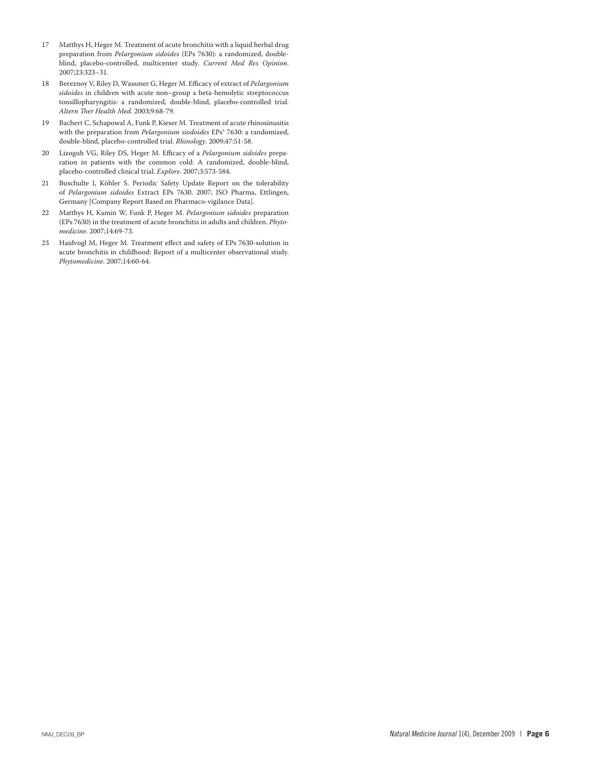17 Matthys H, Heger M. Treatment of acute bronchitis with a liquid herbal drug preparation from *Pelargonium sidoides* (EPs 7630): a randomized, double-blind, placebo-controlled, multicenter study. *Current Med Res Opinion*. 2007;23:323–31.

18 Bereznoy V, Riley D, Wassmer G, Heger M. Efficacy of extract of *Pelargonium sidoides* in children with acute non–group a beta-hemolytic streptococcus tonsillopharyngitis: a randomized, double-blind, placebo-controlled trial. *Altern Ther Health Med*. 2003;9:68-79.

19 Bachert C, Schapowal A, Funk P, Kieser M. Treatment of acute rhinosinusitis with the preparation from *Pelargonium siodoides* EPs® 7630: a randomized, double-blind, placebo-controlled trial. *Rhinology*. 2009;47:51-58.

20 Lizogub VG, Riley DS, Heger M. Efficacy of a *Pelargonium sidoides* preparation in patients with the common cold: A randomized, double-blind, placebo-controlled clinical trial. *Explore*. 2007;3:573-584.

21 Buschulte I, Köhler S. Periodic Safety Update Report on the tolerability of *Pelargonium sidoides* Extract EPs 7630. 2007; JSO Pharma, Ettlingen, Germany [Company Report Based on Pharmaco-vigilance Data].

22 Matthys H, Kamin W, Funk P, Heger M. *Pelargonium sidoides* preparation (EPs 7630) in the treatment of acute bronchitis in adults and children. *Phytomedicine*. 2007;14:69-73.

23 Haidvogl M, Heger M. Treatment effect and safety of EPs 7630-solution in acute bronchitis in childhood: Report of a multicenter observational study. *Phytomedicine*. 2007;14:60-64.